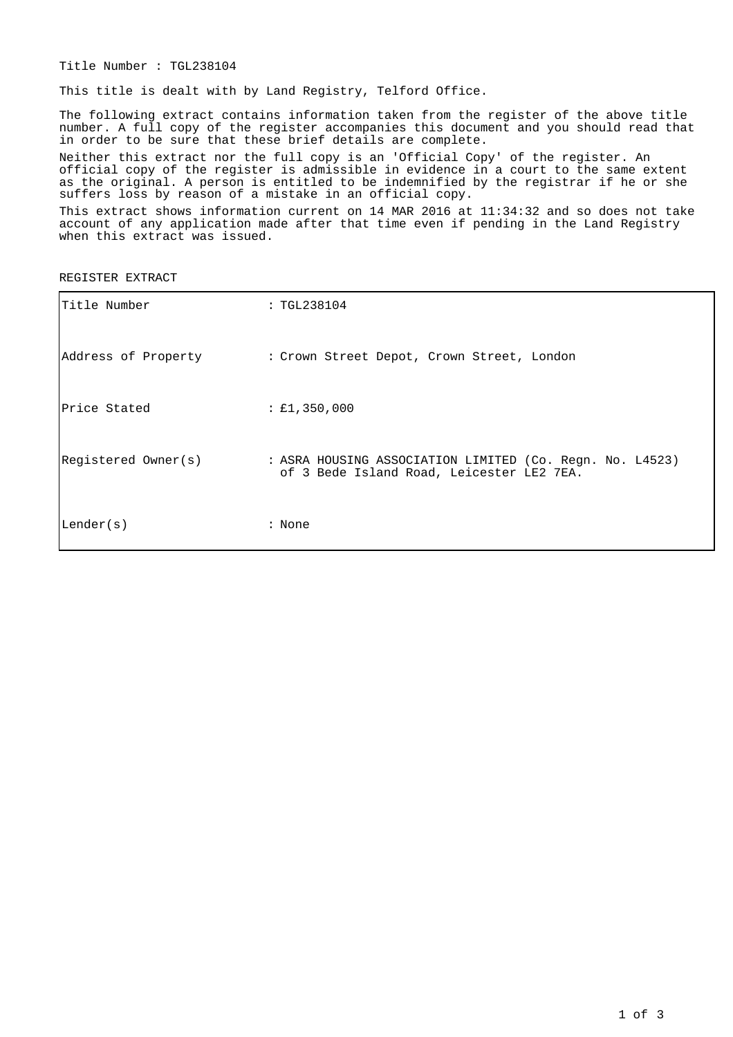Title Number : TGL238104

This title is dealt with by Land Registry, Telford Office.

The following extract contains information taken from the register of the above title number. A full copy of the register accompanies this document and you should read that in order to be sure that these brief details are complete.

Neither this extract nor the full copy is an 'Official Copy' of the register. An official copy of the register is admissible in evidence in a court to the same extent as the original. A person is entitled to be indemnified by the registrar if he or she suffers loss by reason of a mistake in an official copy.

This extract shows information current on 14 MAR 2016 at 11:34:32 and so does not take account of any application made after that time even if pending in the Land Registry when this extract was issued.

REGISTER EXTRACT

| | |
|---|---|
| Title Number | : TGL238104 |
| Address of Property | : Crown Street Depot, Crown Street, London |
| Price Stated | : £1,350,000 |
| Registered Owner(s) | : ASRA HOUSING ASSOCIATION LIMITED (Co. Regn. No. L4523) of 3 Bede Island Road, Leicester LE2 7EA. |
| Lender(s) | : None |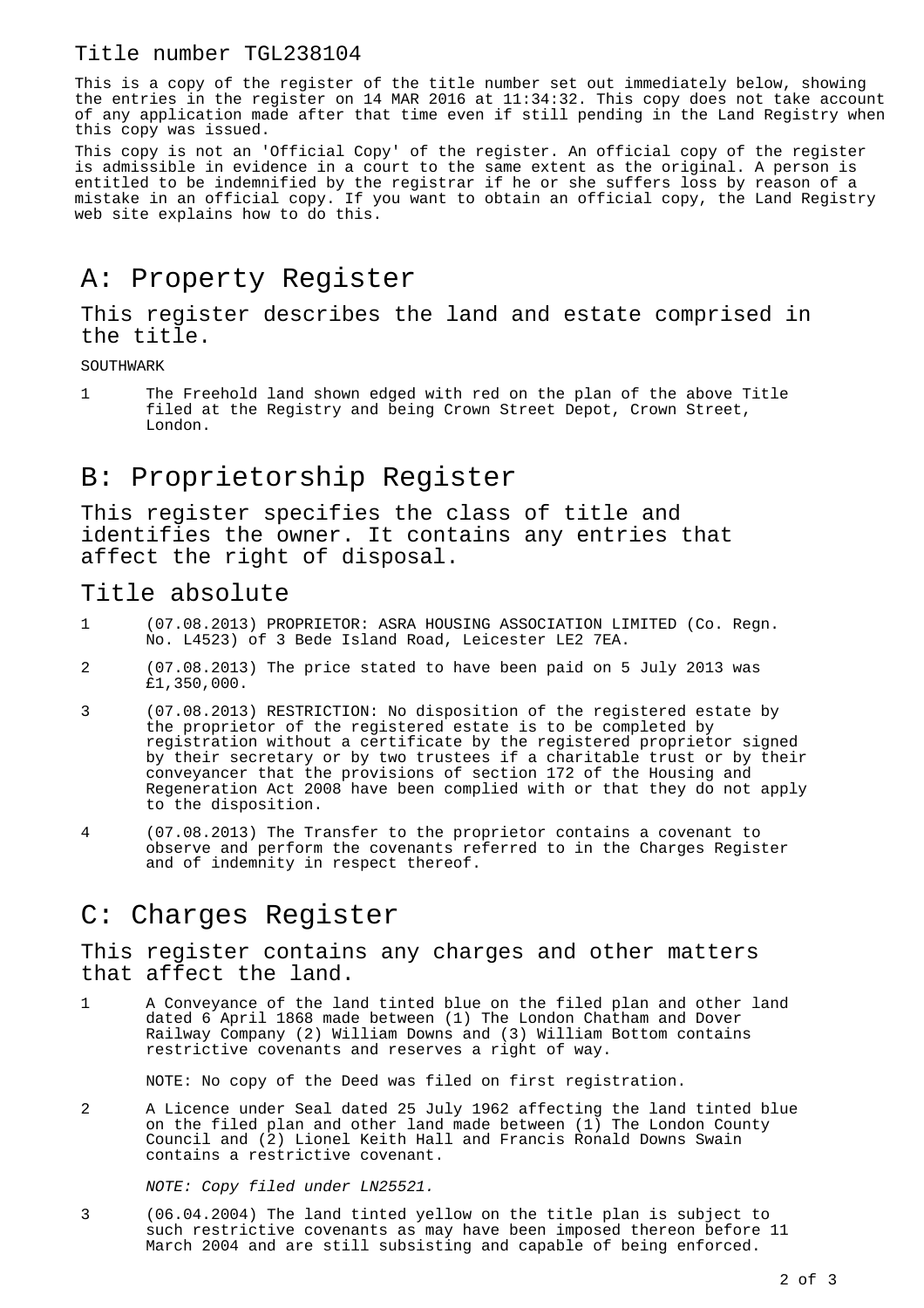Title number TGL238104

This is a copy of the register of the title number set out immediately below, showing the entries in the register on 14 MAR 2016 at 11:34:32. This copy does not take account of any application made after that time even if still pending in the Land Registry when this copy was issued.

This copy is not an 'Official Copy' of the register. An official copy of the register is admissible in evidence in a court to the same extent as the original. A person is entitled to be indemnified by the registrar if he or she suffers loss by reason of a mistake in an official copy. If you want to obtain an official copy, the Land Registry web site explains how to do this.

# A: Property Register

## This register describes the land and estate comprised in the title.

SOUTHWARK

1 The Freehold land shown edged with red on the plan of the above Title filed at the Registry and being Crown Street Depot, Crown Street, London.

# B: Proprietorship Register

## This register specifies the class of title and identifies the owner. It contains any entries that affect the right of disposal.

## Title absolute

1 (07.08.2013) PROPRIETOR: ASRA HOUSING ASSOCIATION LIMITED (Co. Regn. No. L4523) of 3 Bede Island Road, Leicester LE2 7EA.

2 (07.08.2013) The price stated to have been paid on 5 July 2013 was £1,350,000.

3 (07.08.2013) RESTRICTION: No disposition of the registered estate by the proprietor of the registered estate is to be completed by registration without a certificate by the registered proprietor signed by their secretary or by two trustees if a charitable trust or by their conveyancer that the provisions of section 172 of the Housing and Regeneration Act 2008 have been complied with or that they do not apply to the disposition.

4 (07.08.2013) The Transfer to the proprietor contains a covenant to observe and perform the covenants referred to in the Charges Register and of indemnity in respect thereof.

# C: Charges Register

## This register contains any charges and other matters that affect the land.

1 A Conveyance of the land tinted blue on the filed plan and other land dated 6 April 1868 made between (1) The London Chatham and Dover Railway Company (2) William Downs and (3) William Bottom contains restrictive covenants and reserves a right of way.

NOTE: No copy of the Deed was filed on first registration.

2 A Licence under Seal dated 25 July 1962 affecting the land tinted blue on the filed plan and other land made between (1) The London County Council and (2) Lionel Keith Hall and Francis Ronald Downs Swain contains a restrictive covenant.

*NOTE: Copy filed under LN25521.*

3 (06.04.2004) The land tinted yellow on the title plan is subject to such restrictive covenants as may have been imposed thereon before 11 March 2004 and are still subsisting and capable of being enforced.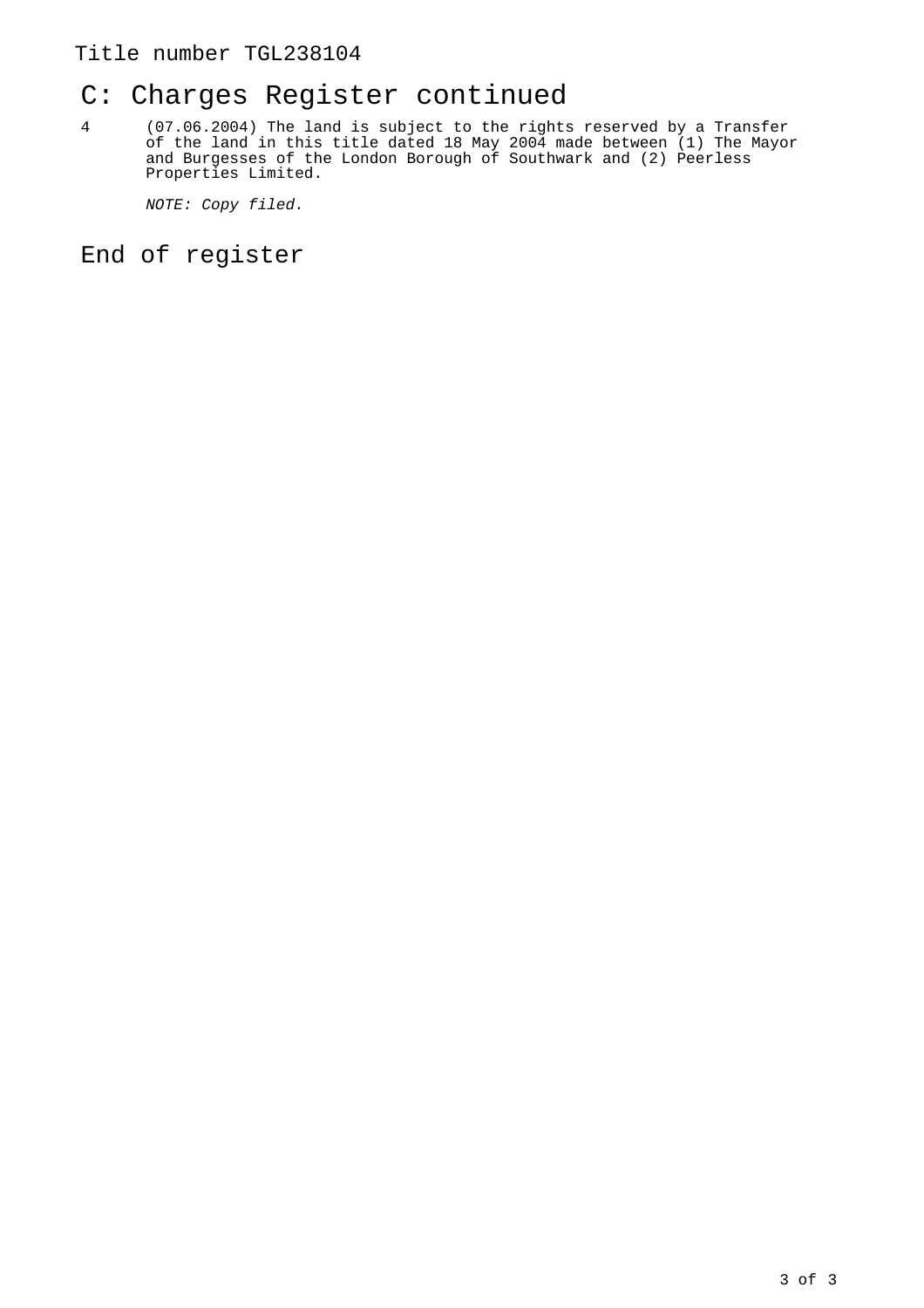Title number TGL238104

## C: Charges Register continued

4 (07.06.2004) The land is subject to the rights reserved by a Transfer of the land in this title dated 18 May 2004 made between (1) The Mayor and Burgesses of the London Borough of Southwark and (2) Peerless Properties Limited.

*NOTE: Copy filed.*

## End of register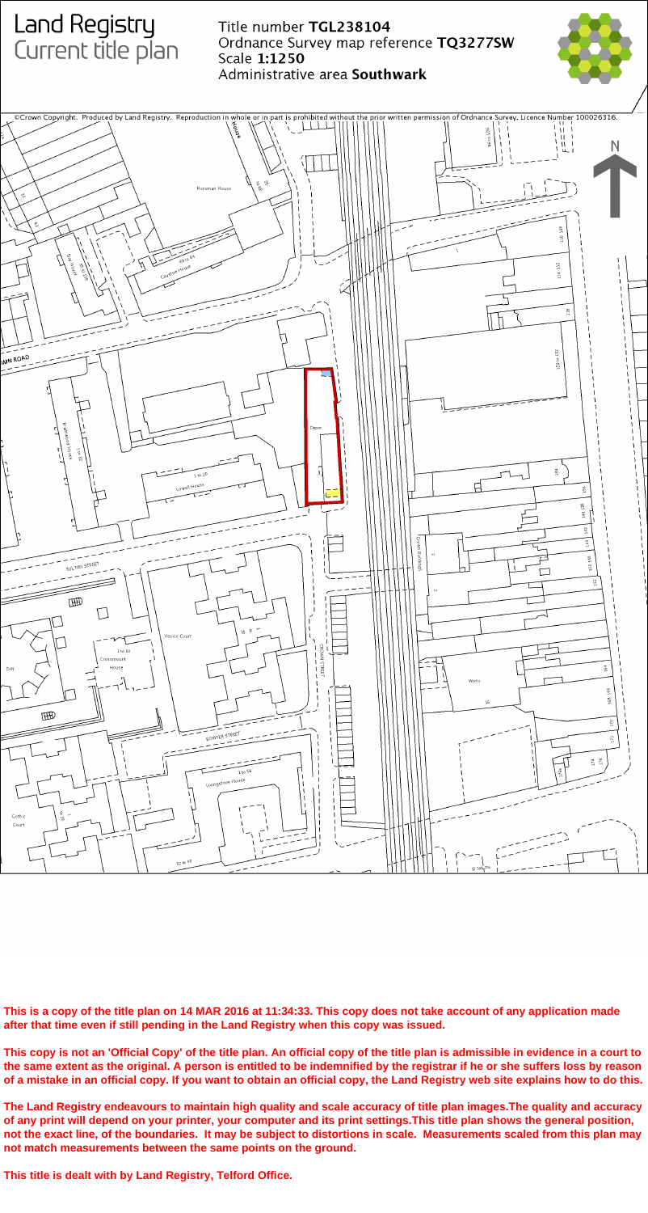# Land Registry
## Current title plan

Title number **TGL238104**
Ordnance Survey map reference **TQ3277SW**
Scale **1:1250**
Administrative area **Southwark**

©Crown Copyright. Produced by Land Registry. Reproduction in whole or in part is prohibited without the prior written permission of Ordnance Survey. Licence Number 100026316.

N

Horsman House

Depot

SULTAN STREET

Venice Court

1 to 88
Crossmount
House

CRONY STREET

Works

BOWYER STREET

Livingstone House

Gothic
Court

**This is a copy of the title plan on 14 MAR 2016 at 11:34:33. This copy does not take account of any application made after that time even if still pending in the Land Registry when this copy was issued.**

**This copy is not an 'Official Copy' of the title plan. An official copy of the title plan is admissible in evidence in a court to the same extent as the original. A person is entitled to be indemnified by the registrar if he or she suffers loss by reason of a mistake in an official copy. If you want to obtain an official copy, the Land Registry web site explains how to do this.**

**The Land Registry endeavours to maintain high quality and scale accuracy of title plan images.The quality and accuracy of any print will depend on your printer, your computer and its print settings.This title plan shows the general position, not the exact line, of the boundaries. It may be subject to distortions in scale. Measurements scaled from this plan may not match measurements between the same points on the ground.**

**This title is dealt with by Land Registry, Telford Office.**